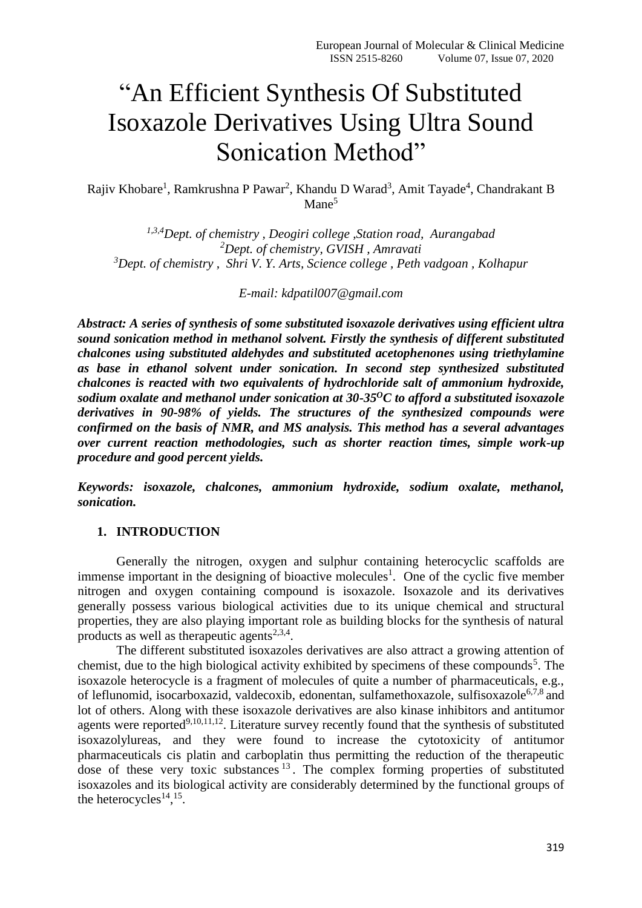# "An Efficient Synthesis Of Substituted Isoxazole Derivatives Using Ultra Sound Sonication Method"

Rajiv Khobare[1], Ramkrushna P Pawar[2], Khandu D Warad[3], Amit Tayade[4], Chandrakant B Mane[5]

*[1,3,4]Dept. of chemistry , Deogiri college ,Station road, Aurangabad*
*[2]Dept. of chemistry, GVISH , Amravati*
*[3]Dept. of chemistry , Shri V. Y. Arts, Science college , Peth vadgoan , Kolhapur*

*E-mail: kdpatil007@gmail.com*

***Abstract: A series of synthesis of some substituted isoxazole derivatives using efficient ultra sound sonication method in methanol solvent. Firstly the synthesis of different substituted chalcones using substituted aldehydes and substituted acetophenones using triethylamine as base in ethanol solvent under sonication. In second step synthesized substituted chalcones is reacted with two equivalents of hydrochloride salt of ammonium hydroxide, sodium oxalate and methanol under sonication at 30-35$^{O}$C to afford a substituted isoxazole derivatives in 90-98% of yields. The structures of the synthesized compounds were confirmed on the basis of NMR, and MS analysis. This method has a several advantages over current reaction methodologies, such as shorter reaction times, simple work-up procedure and good percent yields.***

***Keywords: isoxazole, chalcones, ammonium hydroxide, sodium oxalate, methanol, sonication.***

## 1. INTRODUCTION

Generally the nitrogen, oxygen and sulphur containing heterocyclic scaffolds are immense important in the designing of bioactive molecules[1]. One of the cyclic five member nitrogen and oxygen containing compound is isoxazole. Isoxazole and its derivatives generally possess various biological activities due to its unique chemical and structural properties, they are also playing important role as building blocks for the synthesis of natural products as well as therapeutic agents[2,3,4].

The different substituted isoxazoles derivatives are also attract a growing attention of chemist, due to the high biological activity exhibited by specimens of these compounds[5]. The isoxazole heterocycle is a fragment of molecules of quite a number of pharmaceuticals, e.g., of leflunomid, isocarboxazid, valdecoxib, edonentan, sulfamethoxazole, sulfisoxazole[6,7,8] and lot of others. Along with these isoxazole derivatives are also kinase inhibitors and antitumor agents were reported[9,10,11,12]. Literature survey recently found that the synthesis of substituted isoxazolylureas, and they were found to increase the cytotoxicity of antitumor pharmaceuticals cis platin and carboplatin thus permitting the reduction of the therapeutic dose of these very toxic substances[13]. The complex forming properties of substituted isoxazoles and its biological activity are considerably determined by the functional groups of the heterocycles[14],[15].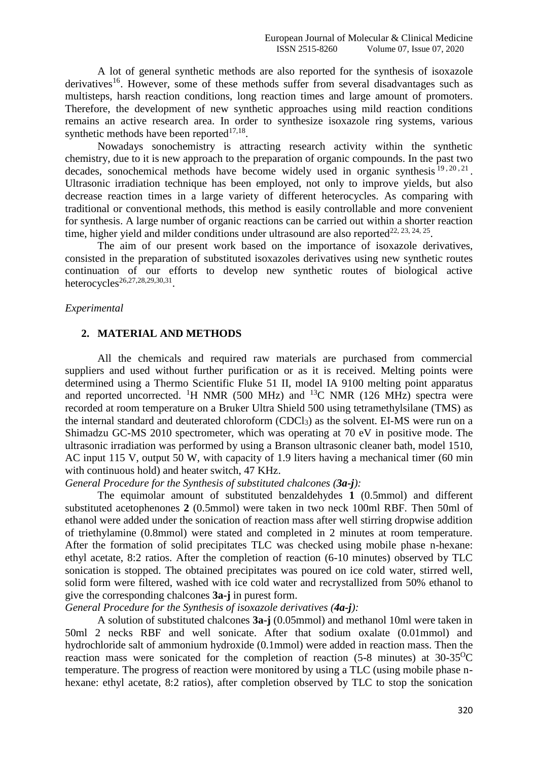A lot of general synthetic methods are also reported for the synthesis of isoxazole derivatives[16]. However, some of these methods suffer from several disadvantages such as multisteps, harsh reaction conditions, long reaction times and large amount of promoters. Therefore, the development of new synthetic approaches using mild reaction conditions remains an active research area. In order to synthesize isoxazole ring systems, various synthetic methods have been reported[17,18].

Nowadays sonochemistry is attracting research activity within the synthetic chemistry, due to it is new approach to the preparation of organic compounds. In the past two decades, sonochemical methods have become widely used in organic synthesis[19,20,21]. Ultrasonic irradiation technique has been employed, not only to improve yields, but also decrease reaction times in a large variety of different heterocycles. As comparing with traditional or conventional methods, this method is easily controllable and more convenient for synthesis. A large number of organic reactions can be carried out within a shorter reaction time, higher yield and milder conditions under ultrasound are also reported[22, 23, 24, 25].

The aim of our present work based on the importance of isoxazole derivatives, consisted in the preparation of substituted isoxazoles derivatives using new synthetic routes continuation of our efforts to develop new synthetic routes of biological active heterocycles[26,27,28,29,30,31].

*Experimental*

## 2. MATERIAL AND METHODS

All the chemicals and required raw materials are purchased from commercial suppliers and used without further purification or as it is received. Melting points were determined using a Thermo Scientific Fluke 51 II, model IA 9100 melting point apparatus and reported uncorrected. $^1$H NMR (500 MHz) and $^{13}$C NMR (126 MHz) spectra were recorded at room temperature on a Bruker Ultra Shield 500 using tetramethylsilane (TMS) as the internal standard and deuterated chloroform ($CDCl_3$) as the solvent. EI-MS were run on a Shimadzu GC-MS 2010 spectrometer, which was operating at 70 eV in positive mode. The ultrasonic irradiation was performed by using a Branson ultrasonic cleaner bath, model 1510, AC input 115 V, output 50 W, with capacity of 1.9 liters having a mechanical timer (60 min with continuous hold) and heater switch, 47 KHz.

*General Procedure for the Synthesis of substituted chalcones (**3a-j**):*

The equimolar amount of substituted benzaldehydes **1** (0.5mmol) and different substituted acetophenones **2** (0.5mmol) were taken in two neck 100ml RBF. Then 50ml of ethanol were added under the sonication of reaction mass after well stirring dropwise addition of triethylamine (0.8mmol) were stated and completed in 2 minutes at room temperature. After the formation of solid precipitates TLC was checked using mobile phase n-hexane: ethyl acetate, 8:2 ratios. After the completion of reaction (6-10 minutes) observed by TLC sonication is stopped. The obtained precipitates was poured on ice cold water, stirred well, solid form were filtered, washed with ice cold water and recrystallized from 50% ethanol to give the corresponding chalcones **3a-j** in purest form.

*General Procedure for the Synthesis of isoxazole derivatives (**4a-j**):*

A solution of substituted chalcones **3a-j** (0.05mmol) and methanol 10ml were taken in 50ml 2 necks RBF and well sonicate. After that sodium oxalate (0.01mmol) and hydrochloride salt of ammonium hydroxide (0.1mmol) were added in reaction mass. Then the reaction mass were sonicated for the completion of reaction (5-8 minutes) at 30-35$^O$C temperature. The progress of reaction were monitored by using a TLC (using mobile phase n-hexane: ethyl acetate, 8:2 ratios), after completion observed by TLC to stop the sonication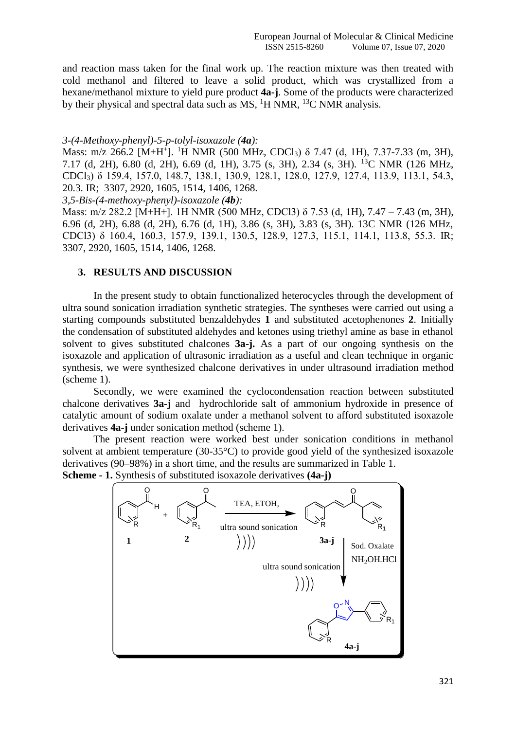and reaction mass taken for the final work up. The reaction mixture was then treated with cold methanol and filtered to leave a solid product, which was crystallized from a hexane/methanol mixture to yield pure product **4a-j**. Some of the products were characterized by their physical and spectral data such as MS, $^{1}H$ NMR, $^{13}C$ NMR analysis.

*3-(4-Methoxy-phenyl)-5-p-tolyl-isoxazole (**4a**):*

Mass: m/z 266.2 $[M+H^{+}]$. $^{1}H$ NMR (500 MHz, $CDCl_3$) δ 7.47 (d, 1H), 7.37-7.33 (m, 3H), 7.17 (d, 2H), 6.80 (d, 2H), 6.69 (d, 1H), 3.75 (s, 3H), 2.34 (s, 3H). $^{13}C$ NMR (126 MHz, $CDCl_3$) δ 159.4, 157.0, 148.7, 138.1, 130.9, 128.1, 128.0, 127.9, 127.4, 113.9, 113.1, 54.3, 20.3. IR; 3307, 2920, 1605, 1514, 1406, 1268.

*3,5-Bis-(4-methoxy-phenyl)-isoxazole (**4b**):*

Mass: m/z 282.2 [M+H+]. 1H NMR (500 MHz, CDCl3) δ 7.53 (d, 1H), 7.47 – 7.43 (m, 3H), 6.96 (d, 2H), 6.88 (d, 2H), 6.76 (d, 1H), 3.86 (s, 3H), 3.83 (s, 3H). 13C NMR (126 MHz, CDCl3) δ 160.4, 160.3, 157.9, 139.1, 130.5, 128.9, 127.3, 115.1, 114.1, 113.8, 55.3. IR; 3307, 2920, 1605, 1514, 1406, 1268.

## 3. RESULTS AND DISCUSSION

In the present study to obtain functionalized heterocycles through the development of ultra sound sonication irradiation synthetic strategies. The syntheses were carried out using a starting compounds substituted benzaldehydes **1** and substituted acetophenones **2**. Initially the condensation of substituted aldehydes and ketones using triethyl amine as base in ethanol solvent to gives substituted chalcones **3a-j.** As a part of our ongoing synthesis on the isoxazole and application of ultrasonic irradiation as a useful and clean technique in organic synthesis, we were synthesized chalcone derivatives in under ultrasound irradiation method (scheme 1).

Secondly, we were examined the cyclocondensation reaction between substituted chalcone derivatives **3a-j** and hydrochloride salt of ammonium hydroxide in presence of catalytic amount of sodium oxalate under a methanol solvent to afford substituted isoxazole derivatives **4a-j** under sonication method (scheme 1).

The present reaction were worked best under sonication conditions in methanol solvent at ambient temperature (30-35°C) to provide good yield of the synthesized isoxazole derivatives (90–98%) in a short time, and the results are summarized in Table 1.

**Scheme - 1.** Synthesis of substituted isoxazole derivatives **(4a-j)**

1 + 2 → (TEA, ETOH, ultra sound sonication) → 3a-j → (Sod. Oxalate, $NH_2OH.HCl$, ultra sound sonication) → 4a-j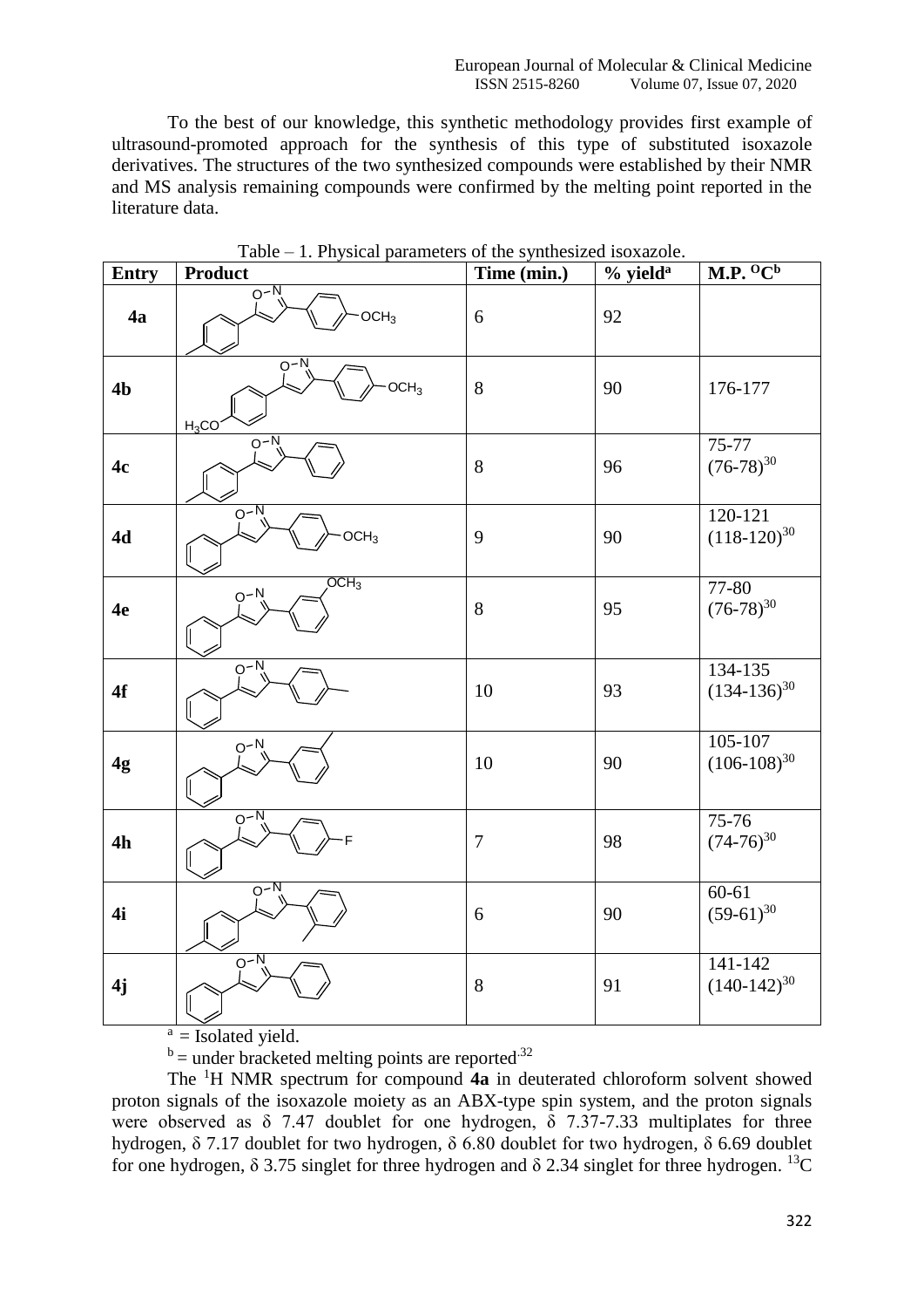To the best of our knowledge, this synthetic methodology provides first example of ultrasound-promoted approach for the synthesis of this type of substituted isoxazole derivatives. The structures of the two synthesized compounds were established by their NMR and MS analysis remaining compounds were confirmed by the melting point reported in the literature data.

Table – 1. Physical parameters of the synthesized isoxazole.

| Entry | Product | Time (min.) | % yield[a] | M.P. °C[b] |
|---|---|---|---|---|
| 4a | | 6 | 92 | |
| 4b | | 8 | 90 | 176-177 |
| 4c | | 8 | 96 | 75-77 (76-78)[30] |
| 4d | | 9 | 90 | 120-121 (118-120)[30] |
| 4e | | 8 | 95 | 77-80 (76-78)[30] |
| 4f | | 10 | 93 | 134-135 (134-136)[30] |
| 4g | | 10 | 90 | 105-107 (106-108)[30] |
| 4h | | 7 | 98 | 75-76 (74-76)[30] |
| 4i | | 6 | 90 | 60-61 (59-61)[30] |
| 4j | | 8 | 91 | 141-142 (140-142)[30] |

[a] = Isolated yield.

[b] = under bracketed melting points are reported[32]

The $^1$H NMR spectrum for compound **4a** in deuterated chloroform solvent showed proton signals of the isoxazole moiety as an ABX-type spin system, and the proton signals were observed as δ 7.47 doublet for one hydrogen, δ 7.37-7.33 multiplates for three hydrogen, δ 7.17 doublet for two hydrogen, δ 6.80 doublet for two hydrogen, δ 6.69 doublet for one hydrogen, δ 3.75 singlet for three hydrogen and δ 2.34 singlet for three hydrogen. $^{13}$C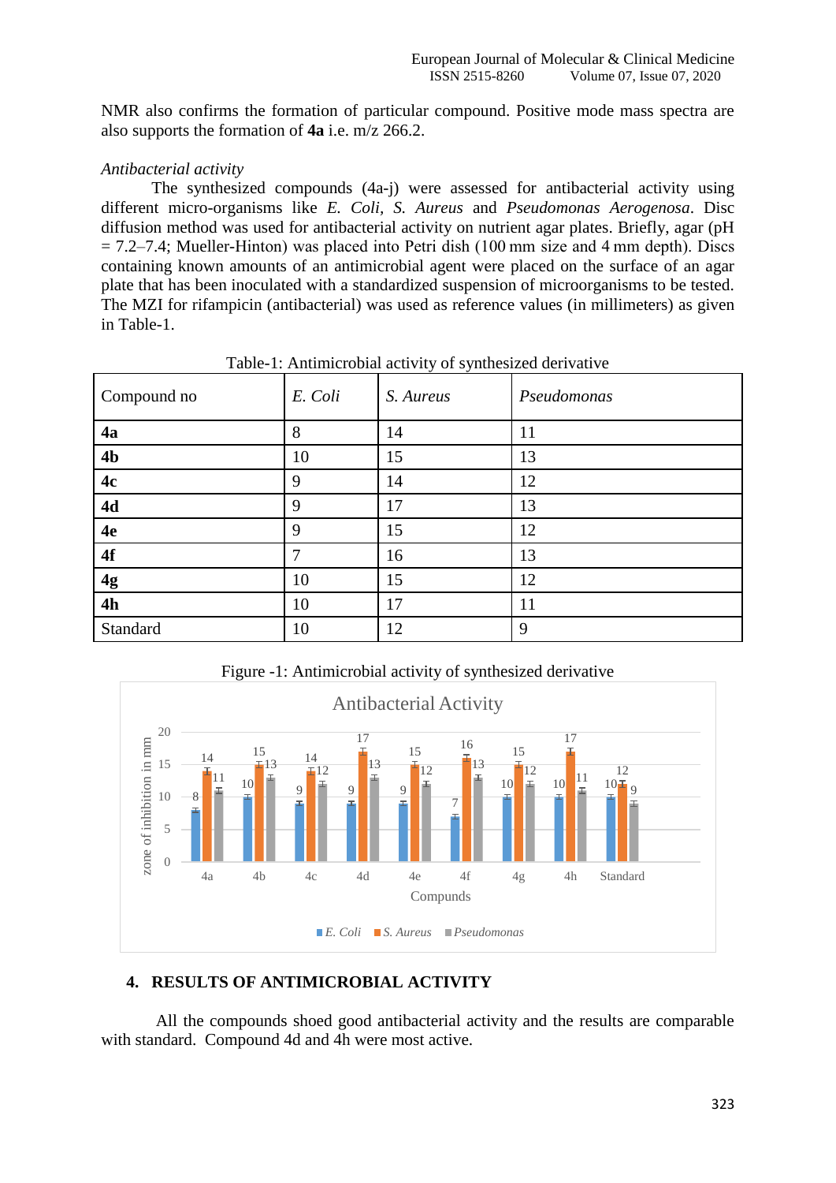NMR also confirms the formation of particular compound. Positive mode mass spectra are also supports the formation of **4a** i.e. m/z 266.2.

*Antibacterial activity*

The synthesized compounds (4a-j) were assessed for antibacterial activity using different micro-organisms like *E. Coli*, *S. Aureus* and *Pseudomonas Aerogenosa*. Disc diffusion method was used for antibacterial activity on nutrient agar plates. Briefly, agar (pH = 7.2–7.4; Mueller-Hinton) was placed into Petri dish (100 mm size and 4 mm depth). Discs containing known amounts of an antimicrobial agent were placed on the surface of an agar plate that has been inoculated with a standardized suspension of microorganisms to be tested. The MZI for rifampicin (antibacterial) was used as reference values (in millimeters) as given in Table-1.

Table-1: Antimicrobial activity of synthesized derivative

| Compound no | *E. Coli* | *S. Aureus* | *Pseudomonas* |
|---|---|---|---|
| **4a** | 8 | 14 | 11 |
| **4b** | 10 | 15 | 13 |
| **4c** | 9 | 14 | 12 |
| **4d** | 9 | 17 | 13 |
| **4e** | 9 | 15 | 12 |
| **4f** | 7 | 16 | 13 |
| **4g** | 10 | 15 | 12 |
| **4h** | 10 | 17 | 11 |
| Standard | 10 | 12 | 9 |

Figure -1: Antimicrobial activity of synthesized derivative

## 4. RESULTS OF ANTIMICROBIAL ACTIVITY

All the compounds shoed good antibacterial activity and the results are comparable with standard. Compound 4d and 4h were most active.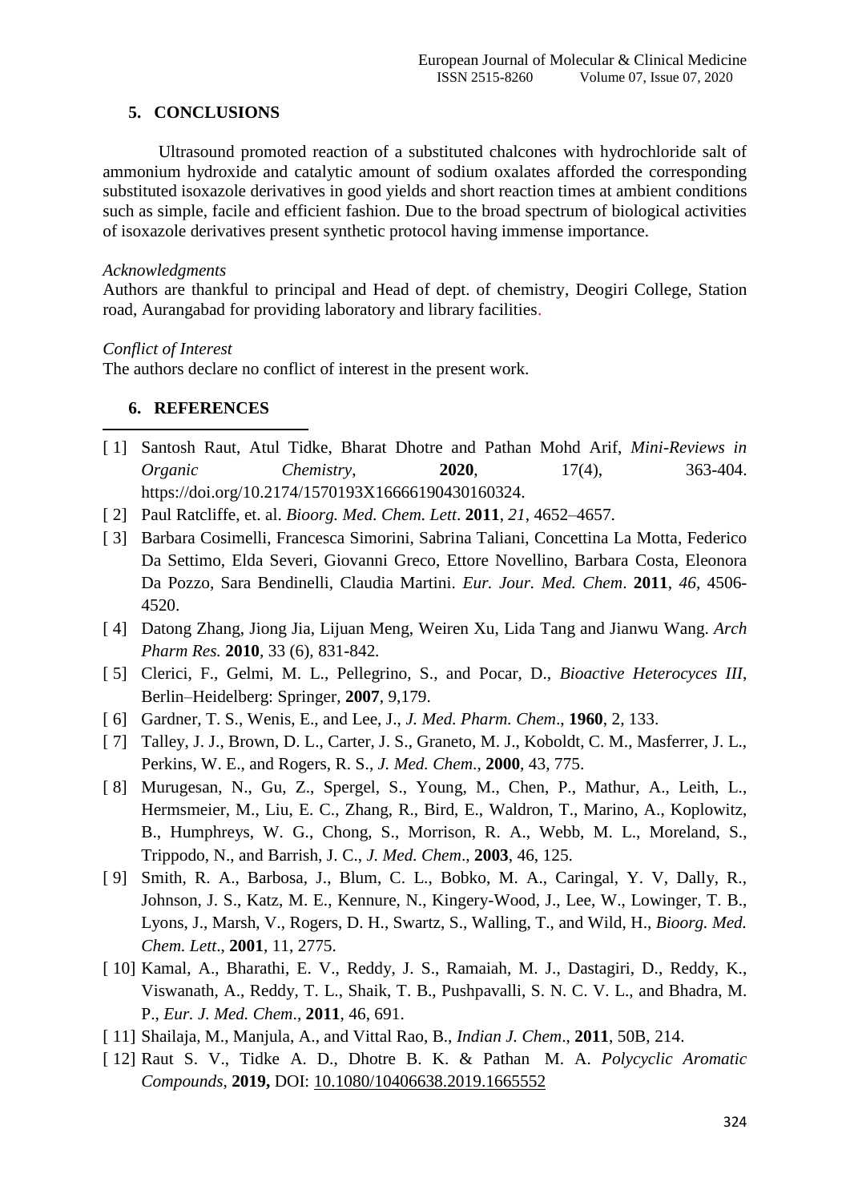## 5. CONCLUSIONS

Ultrasound promoted reaction of a substituted chalcones with hydrochloride salt of ammonium hydroxide and catalytic amount of sodium oxalates afforded the corresponding substituted isoxazole derivatives in good yields and short reaction times at ambient conditions such as simple, facile and efficient fashion. Due to the broad spectrum of biological activities of isoxazole derivatives present synthetic protocol having immense importance.

*Acknowledgments*

Authors are thankful to principal and Head of dept. of chemistry, Deogiri College, Station road, Aurangabad for providing laboratory and library facilities.

*Conflict of Interest*

The authors declare no conflict of interest in the present work.

## 6. REFERENCES

[ 1] Santosh Raut, Atul Tidke, Bharat Dhotre and Pathan Mohd Arif, *Mini-Reviews in Organic Chemistry*, **2020**, 17(4), 363-404. https://doi.org/10.2174/1570193X16666190430160324.

[ 2] Paul Ratcliffe, et. al. *Bioorg. Med. Chem. Lett*. **2011**, *21*, 4652–4657.

[ 3] Barbara Cosimelli, Francesca Simorini, Sabrina Taliani, Concettina La Motta, Federico Da Settimo, Elda Severi, Giovanni Greco, Ettore Novellino, Barbara Costa, Eleonora Da Pozzo, Sara Bendinelli, Claudia Martini. *Eur. Jour. Med. Chem*. **2011**, *46*, 4506-4520.

[ 4] Datong Zhang, Jiong Jia, Lijuan Meng, Weiren Xu, Lida Tang and Jianwu Wang. *Arch Pharm Res.* **2010**, 33 (6), 831-842.

[ 5] Clerici, F., Gelmi, M. L., Pellegrino, S., and Pocar, D., *Bioactive Heterocyces III*, Berlin–Heidelberg: Springer, **2007**, 9,179.

[ 6] Gardner, T. S., Wenis, E., and Lee, J., *J. Med. Pharm. Chem*., **1960**, 2, 133.

[ 7] Talley, J. J., Brown, D. L., Carter, J. S., Graneto, M. J., Koboldt, C. M., Masferrer, J. L., Perkins, W. E., and Rogers, R. S., *J. Med. Chem*., **2000**, 43, 775.

[ 8] Murugesan, N., Gu, Z., Spergel, S., Young, M., Chen, P., Mathur, A., Leith, L., Hermsmeier, M., Liu, E. C., Zhang, R., Bird, E., Waldron, T., Marino, A., Koplowitz, B., Humphreys, W. G., Chong, S., Morrison, R. A., Webb, M. L., Moreland, S., Trippodo, N., and Barrish, J. C., *J. Med. Chem*., **2003**, 46, 125.

[ 9] Smith, R. A., Barbosa, J., Blum, C. L., Bobko, M. A., Caringal, Y. V, Dally, R., Johnson, J. S., Katz, M. E., Kennure, N., Kingery-Wood, J., Lee, W., Lowinger, T. B., Lyons, J., Marsh, V., Rogers, D. H., Swartz, S., Walling, T., and Wild, H., *Bioorg. Med. Chem. Lett*., **2001**, 11, 2775.

[ 10] Kamal, A., Bharathi, E. V., Reddy, J. S., Ramaiah, M. J., Dastagiri, D., Reddy, K., Viswanath, A., Reddy, T. L., Shaik, T. B., Pushpavalli, S. N. C. V. L., and Bhadra, M. P., *Eur. J. Med. Chem*., **2011**, 46, 691.

[ 11] Shailaja, M., Manjula, A., and Vittal Rao, B., *Indian J. Chem*., **2011**, 50B, 214.

[ 12] Raut S. V., Tidke A. D., Dhotre B. K. & Pathan M. A. *Polycyclic Aromatic Compounds*, **2019,** DOI: 10.1080/10406638.2019.1665552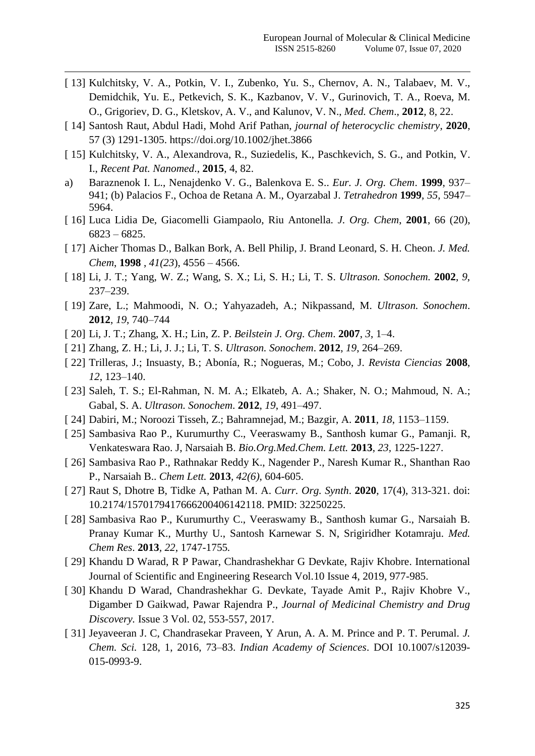[ 13] Kulchitsky, V. A., Potkin, V. I., Zubenko, Yu. S., Chernov, A. N., Talabaev, M. V., Demidchik, Yu. E., Petkevich, S. K., Kazbanov, V. V., Gurinovich, T. A., Roeva, M. O., Grigoriev, D. G., Kletskov, A. V., and Kalunov, V. N., *Med. Chem*., **2012**, 8, 22.

[ 14] Santosh Raut, Abdul Hadi, Mohd Arif Pathan, *journal of heterocyclic chemistry*, **2020**, 57 (3) 1291-1305. https://doi.org/10.1002/jhet.3866

[ 15] Kulchitsky, V. A., Alexandrova, R., Suziedelis, K., Paschkevich, S. G., and Potkin, V. I., *Recent Pat. Nanomed*., **2015**, 4, 82.

a) Baraznenok I. L., Nenajdenko V. G., Balenkova E. S.. *Eur. J. Org. Chem*. **1999**, 937–941; (b) Palacios F., Ochoa de Retana A. M., Oyarzabal J. *Tetrahedron* **1999**, *55*, 5947–5964.

[ 16] Luca Lidia De, Giacomelli Giampaolo, Riu Antonella. *J. Org. Chem*, **2001**, 66 (20), 6823 – 6825.

[ 17] Aicher Thomas D., Balkan Bork, A. Bell Philip, J. Brand Leonard, S. H. Cheon. *J. Med. Chem*, **1998** , *41(23*), 4556 – 4566.

[ 18] Li, J. T.; Yang, W. Z.; Wang, S. X.; Li, S. H.; Li, T. S. *Ultrason. Sonochem.* **2002**, *9*, 237–239.

[ 19] Zare, L.; Mahmoodi, N. O.; Yahyazadeh, A.; Nikpassand, M. *Ultrason. Sonochem*. **2012**, *19*, 740–744

[ 20] Li, J. T.; Zhang, X. H.; Lin, Z. P. *Beilstein J. Org. Chem*. **2007**, *3*, 1–4.

[ 21] Zhang, Z. H.; Li, J. J.; Li, T. S. *Ultrason. Sonochem*. **2012**, *19*, 264–269.

[ 22] Trilleras, J.; Insuasty, B.; Abonía, R.; Nogueras, M.; Cobo, J. *Revista Ciencias* **2008**, *12*, 123–140.

[ 23] Saleh, T. S.; El-Rahman, N. M. A.; Elkateb, A. A.; Shaker, N. O.; Mahmoud, N. A.; Gabal, S. A. *Ultrason. Sonochem*. **2012**, *19*, 491–497.

[ 24] Dabiri, M.; Noroozi Tisseh, Z.; Bahramnejad, M.; Bazgir, A. **2011**, *18*, 1153–1159.

[ 25] Sambasiva Rao P., Kurumurthy C., Veeraswamy B., Santhosh kumar G., Pamanji. R, Venkateswara Rao. J, Narsaiah B. *Bio.Org.Med.Chem. Lett.* **2013**, *23*, 1225-1227.

[ 26] Sambasiva Rao P., Rathnakar Reddy K., Nagender P., Naresh Kumar R., Shanthan Rao P., Narsaiah B.. *Chem Lett.* **2013**, *42(6)*, 604-605.

[ 27] Raut S, Dhotre B, Tidke A, Pathan M. A. *Curr. Org. Synth*. **2020**, 17(4), 313-321. doi: 10.2174/1570179417666200406142118. PMID: 32250225.

[ 28] Sambasiva Rao P., Kurumurthy C., Veeraswamy B., Santhosh kumar G., Narsaiah B. Pranay Kumar K., Murthy U., Santosh Karnewar S. N, Srigiridher Kotamraju. *Med. Chem Res*. **2013**, *22*, 1747-1755*.*

[ 29] Khandu D Warad, R P Pawar, Chandrashekhar G Devkate, Rajiv Khobre. International Journal of Scientific and Engineering Research Vol.10 Issue 4, 2019, 977-985.

[ 30] Khandu D Warad, Chandrashekhar G. Devkate, Tayade Amit P., Rajiv Khobre V., Digamber D Gaikwad, Pawar Rajendra P., *Journal of Medicinal Chemistry and Drug Discovery.* Issue 3 Vol. 02, 553-557, 2017.

[ 31] Jeyaveeran J. C, Chandrasekar Praveen, Y Arun, A. A. M. Prince and P. T. Perumal. *J. Chem. Sci.* 128, 1, 2016, 73–83. *Indian Academy of Sciences*. DOI 10.1007/s12039-015-0993-9.